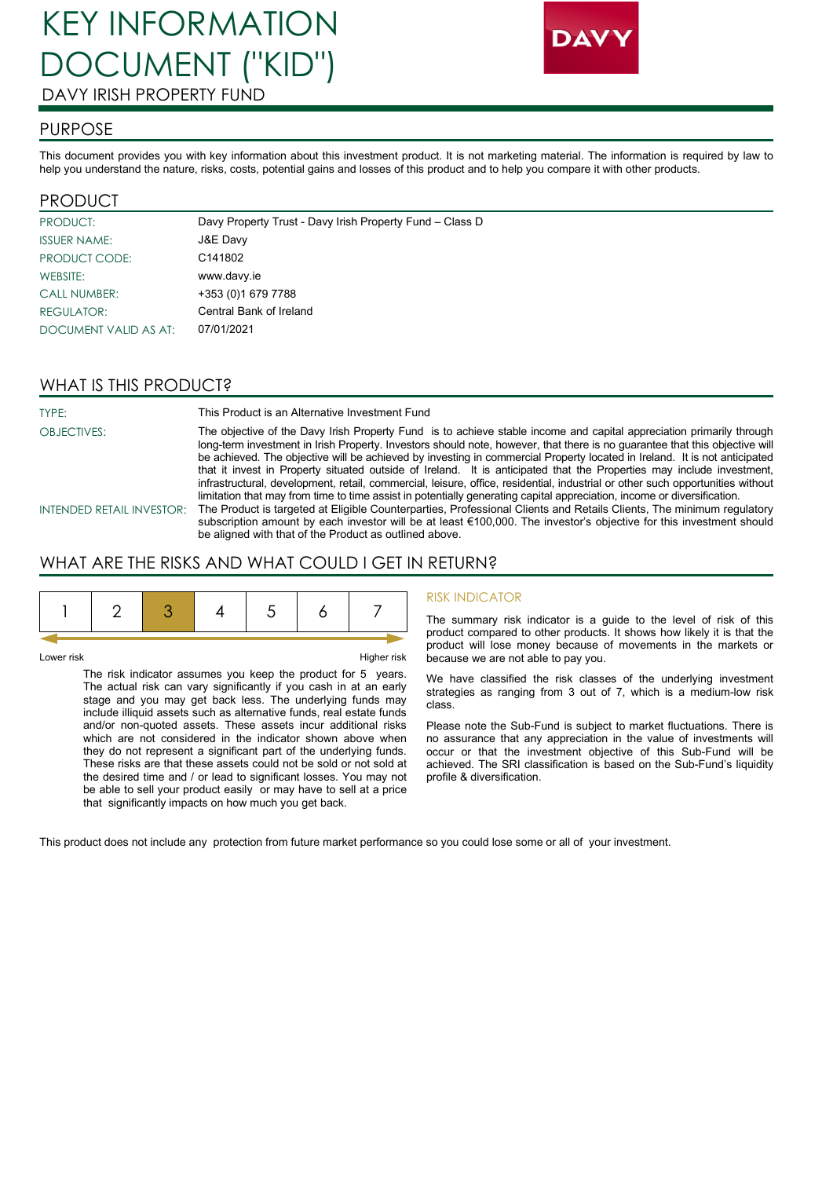# KEY INFORMATION DOCUMENT ("KID")

DAVY IRISH PROPERTY FUND

DAVY

## PURPOSE

This document provides you with key information about this investment product. It is not marketing material. The information is required by law to help you understand the nature, risks, costs, potential gains and losses of this product and to help you compare it with other products.

## PRODUCT

| | |
|---|---|
| PRODUCT: | Davy Property Trust - Davy Irish Property Fund – Class D |
| ISSUER NAME: | J&E Davy |
| PRODUCT CODE: | C141802 |
| WEBSITE: | www.davy.ie |
| CALL NUMBER: | +353 (0)1 679 7788 |
| REGULATOR: | Central Bank of Ireland |
| DOCUMENT VALID AS AT: | 07/01/2021 |

## WHAT IS THIS PRODUCT?

| | |
|---|---|
| TYPE: | This Product is an Alternative Investment Fund |
| OBJECTIVES: | The objective of the Davy Irish Property Fund is to achieve stable income and capital appreciation primarily through long-term investment in Irish Property. Investors should note, however, that there is no guarantee that this objective will be achieved. The objective will be achieved by investing in commercial Property located in Ireland. It is not anticipated that it invest in Property situated outside of Ireland. It is anticipated that the Properties may include investment, infrastructural, development, retail, commercial, leisure, office, residential, industrial or other such opportunities without limitation that may from time to time assist in potentially generating capital appreciation, income or diversification. |
| INTENDED RETAIL INVESTOR: | The Product is targeted at Eligible Counterparties, Professional Clients and Retails Clients, The minimum regulatory subscription amount by each investor will be at least €100,000. The investor's objective for this investment should be aligned with that of the Product as outlined above. |

## WHAT ARE THE RISKS AND WHAT COULD I GET IN RETURN?

| 1 | 2 | **3** | 4 | 5 | 6 | 7 |
|---|---|---|---|---|---|---|

Lower risk — Higher risk

The risk indicator assumes you keep the product for 5 years. The actual risk can vary significantly if you cash in at an early stage and you may get back less. The underlying funds may include illiquid assets such as alternative funds, real estate funds and/or non-quoted assets. These assets incur additional risks which are not considered in the indicator shown above when they do not represent a significant part of the underlying funds. These risks are that these assets could not be sold or not sold at the desired time and / or lead to significant losses. You may not be able to sell your product easily or may have to sell at a price that significantly impacts on how much you get back.

### RISK INDICATOR

The summary risk indicator is a guide to the level of risk of this product compared to other products. It shows how likely it is that the product will lose money because of movements in the markets or because we are not able to pay you.

We have classified the risk classes of the underlying investment strategies as ranging from 3 out of 7, which is a medium-low risk class.

Please note the Sub-Fund is subject to market fluctuations. There is no assurance that any appreciation in the value of investments will occur or that the investment objective of this Sub-Fund will be achieved. The SRI classification is based on the Sub-Fund's liquidity profile & diversification.

This product does not include any protection from future market performance so you could lose some or all of your investment.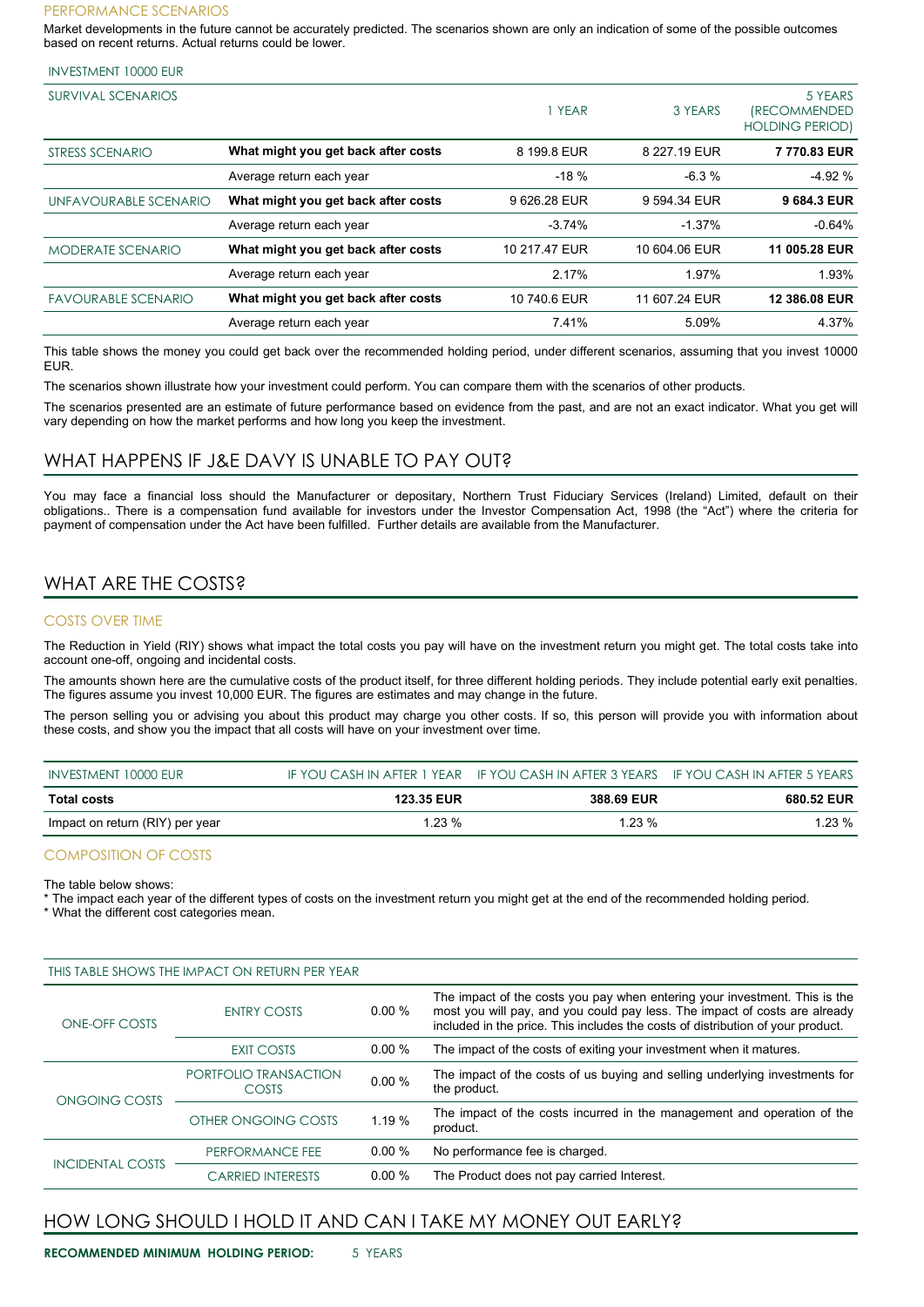### PERFORMANCE SCENARIOS

Market developments in the future cannot be accurately predicted. The scenarios shown are only an indication of some of the possible outcomes based on recent returns. Actual returns could be lower.

INVESTMENT 10000 EUR

| SURVIVAL SCENARIOS | | 1 YEAR | 3 YEARS | 5 YEARS (RECOMMENDED HOLDING PERIOD) |
|---|---|---|---|---|
| STRESS SCENARIO | **What might you get back after costs** | 8 199.8 EUR | 8 227.19 EUR | **7 770.83 EUR** |
| | Average return each year | -18 % | -6.3 % | -4.92 % |
| UNFAVOURABLE SCENARIO | **What might you get back after costs** | 9 626.28 EUR | 9 594.34 EUR | **9 684.3 EUR** |
| | Average return each year | -3.74% | -1.37% | -0.64% |
| MODERATE SCENARIO | **What might you get back after costs** | 10 217.47 EUR | 10 604.06 EUR | **11 005.28 EUR** |
| | Average return each year | 2.17% | 1.97% | 1.93% |
| FAVOURABLE SCENARIO | **What might you get back after costs** | 10 740.6 EUR | 11 607.24 EUR | **12 386.08 EUR** |
| | Average return each year | 7.41% | 5.09% | 4.37% |

This table shows the money you could get back over the recommended holding period, under different scenarios, assuming that you invest 10000 EUR.

The scenarios shown illustrate how your investment could perform. You can compare them with the scenarios of other products.

The scenarios presented are an estimate of future performance based on evidence from the past, and are not an exact indicator. What you get will vary depending on how the market performs and how long you keep the investment.

## WHAT HAPPENS IF J&E DAVY IS UNABLE TO PAY OUT?

You may face a financial loss should the Manufacturer or depositary, Northern Trust Fiduciary Services (Ireland) Limited, default on their obligations.. There is a compensation fund available for investors under the Investor Compensation Act, 1998 (the "Act") where the criteria for payment of compensation under the Act have been fulfilled. Further details are available from the Manufacturer.

## WHAT ARE THE COSTS?

### COSTS OVER TIME

The Reduction in Yield (RIY) shows what impact the total costs you pay will have on the investment return you might get. The total costs take into account one-off, ongoing and incidental costs.

The amounts shown here are the cumulative costs of the product itself, for three different holding periods. They include potential early exit penalties. The figures assume you invest 10,000 EUR. The figures are estimates and may change in the future.

The person selling you or advising you about this product may charge you other costs. If so, this person will provide you with information about these costs, and show you the impact that all costs will have on your investment over time.

| INVESTMENT 10000 EUR | IF YOU CASH IN AFTER 1 YEAR | IF YOU CASH IN AFTER 3 YEARS | IF YOU CASH IN AFTER 5 YEARS |
|---|---|---|---|
| **Total costs** | **123.35 EUR** | **388.69 EUR** | **680.52 EUR** |
| Impact on return (RIY) per year | 1.23 % | 1.23 % | 1.23 % |

### COMPOSITION OF COSTS

The table below shows:
* The impact each year of the different types of costs on the investment return you might get at the end of the recommended holding period.
* What the different cost categories mean.

| THIS TABLE SHOWS THE IMPACT ON RETURN PER YEAR | | | |
|---|---|---|---|
| ONE-OFF COSTS | ENTRY COSTS | 0.00 % | The impact of the costs you pay when entering your investment. This is the most you will pay, and you could pay less. The impact of costs are already included in the price. This includes the costs of distribution of your product. |
| | EXIT COSTS | 0.00 % | The impact of the costs of exiting your investment when it matures. |
| ONGOING COSTS | PORTFOLIO TRANSACTION COSTS | 0.00 % | The impact of the costs of us buying and selling underlying investments for the product. |
| | OTHER ONGOING COSTS | 1.19 % | The impact of the costs incurred in the management and operation of the product. |
| INCIDENTAL COSTS | PERFORMANCE FEE | 0.00 % | No performance fee is charged. |
| | CARRIED INTERESTS | 0.00 % | The Product does not pay carried Interest. |

## HOW LONG SHOULD I HOLD IT AND CAN I TAKE MY MONEY OUT EARLY?

**RECOMMENDED MINIMUM HOLDING PERIOD:** 5 YEARS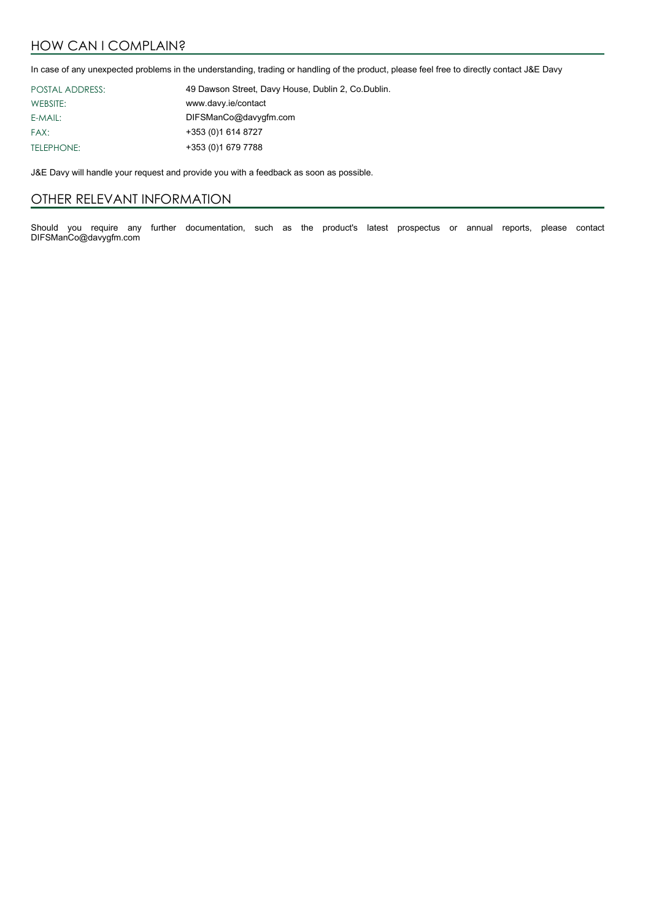## HOW CAN I COMPLAIN?

In case of any unexpected problems in the understanding, trading or handling of the product, please feel free to directly contact J&E Davy

| | |
|---|---|
| POSTAL ADDRESS: | 49 Dawson Street, Davy House, Dublin 2, Co.Dublin. |
| WEBSITE: | www.davy.ie/contact |
| E-MAIL: | DIFSManCo@davygfm.com |
| FAX: | +353 (0)1 614 8727 |
| TELEPHONE: | +353 (0)1 679 7788 |

J&E Davy will handle your request and provide you with a feedback as soon as possible.

## OTHER RELEVANT INFORMATION

Should you require any further documentation, such as the product's latest prospectus or annual reports, please contact DIFSManCo@davygfm.com